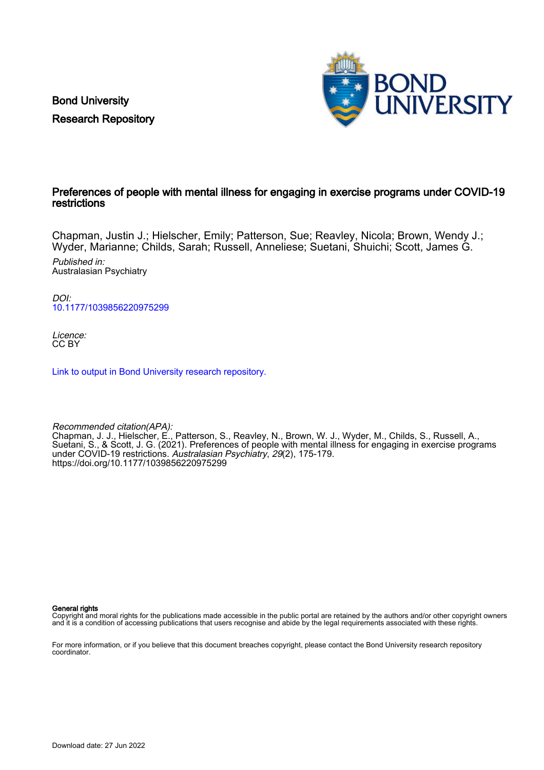Bond University
Research Repository

# Preferences of people with mental illness for engaging in exercise programs under COVID-19 restrictions

Chapman, Justin J.; Hielscher, Emily; Patterson, Sue; Reavley, Nicola; Brown, Wendy J.; Wyder, Marianne; Childs, Sarah; Russell, Anneliese; Suetani, Shuichi; Scott, James G.

*Published in:*
Australasian Psychiatry

*DOI:*
10.1177/1039856220975299

*Licence:*
CC BY

Link to output in Bond University research repository.

*Recommended citation(APA):*
Chapman, J. J., Hielscher, E., Patterson, S., Reavley, N., Brown, W. J., Wyder, M., Childs, S., Russell, A., Suetani, S., & Scott, J. G. (2021). Preferences of people with mental illness for engaging in exercise programs under COVID-19 restrictions. *Australasian Psychiatry*, *29*(2), 175-179. https://doi.org/10.1177/1039856220975299

**General rights**
Copyright and moral rights for the publications made accessible in the public portal are retained by the authors and/or other copyright owners and it is a condition of accessing publications that users recognise and abide by the legal requirements associated with these rights.

For more information, or if you believe that this document breaches copyright, please contact the Bond University research repository coordinator.

Download date: 27 Jun 2022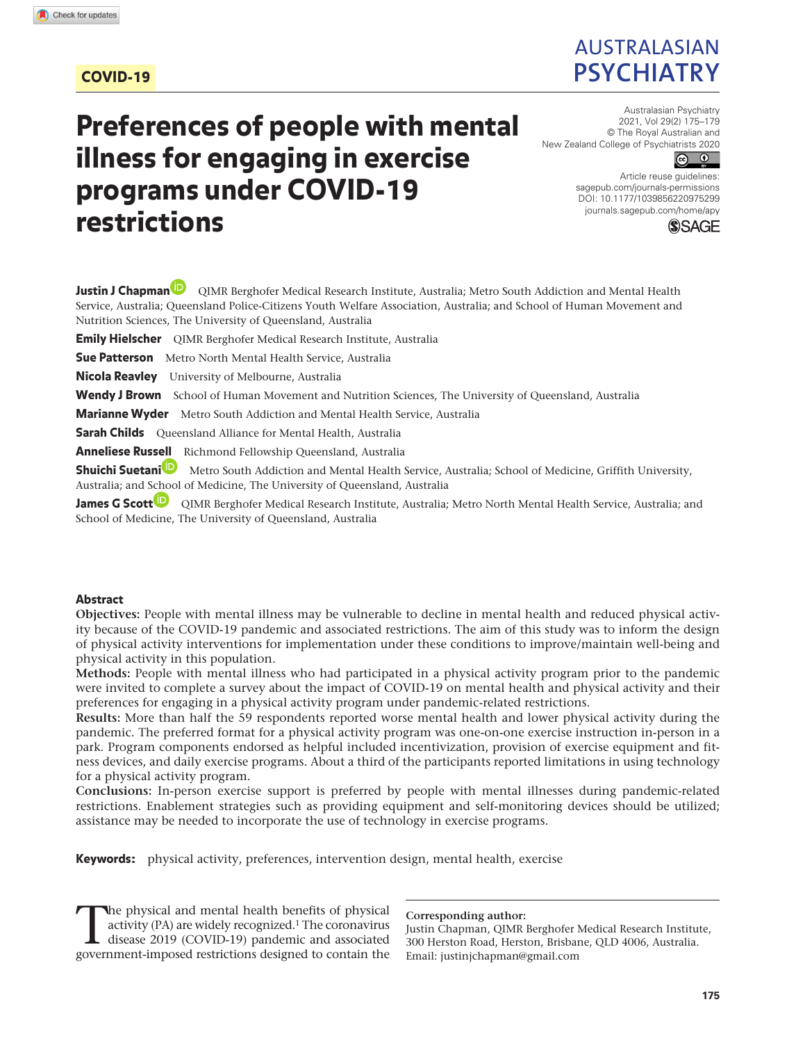COVID-19

# Preferences of people with mental illness for engaging in exercise programs under COVID-19 restrictions

**Justin J Chapman** QIMR Berghofer Medical Research Institute, Australia; Metro South Addiction and Mental Health Service, Australia; Queensland Police-Citizens Youth Welfare Association, Australia; and School of Human Movement and Nutrition Sciences, The University of Queensland, Australia

**Emily Hielscher** QIMR Berghofer Medical Research Institute, Australia

**Sue Patterson** Metro North Mental Health Service, Australia

**Nicola Reavley** University of Melbourne, Australia

**Wendy J Brown** School of Human Movement and Nutrition Sciences, The University of Queensland, Australia

**Marianne Wyder** Metro South Addiction and Mental Health Service, Australia

**Sarah Childs** Queensland Alliance for Mental Health, Australia

**Anneliese Russell** Richmond Fellowship Queensland, Australia

**Shuichi Suetani** Metro South Addiction and Mental Health Service, Australia; School of Medicine, Griffith University, Australia; and School of Medicine, The University of Queensland, Australia

**James G Scott** QIMR Berghofer Medical Research Institute, Australia; Metro North Mental Health Service, Australia; and School of Medicine, The University of Queensland, Australia

## Abstract

**Objectives:** People with mental illness may be vulnerable to decline in mental health and reduced physical activity because of the COVID-19 pandemic and associated restrictions. The aim of this study was to inform the design of physical activity interventions for implementation under these conditions to improve/maintain well-being and physical activity in this population.

**Methods:** People with mental illness who had participated in a physical activity program prior to the pandemic were invited to complete a survey about the impact of COVID-19 on mental health and physical activity and their preferences for engaging in a physical activity program under pandemic-related restrictions.

**Results:** More than half the 59 respondents reported worse mental health and lower physical activity during the pandemic. The preferred format for a physical activity program was one-on-one exercise instruction in-person in a park. Program components endorsed as helpful included incentivization, provision of exercise equipment and fitness devices, and daily exercise programs. About a third of the participants reported limitations in using technology for a physical activity program.

**Conclusions:** In-person exercise support is preferred by people with mental illnesses during pandemic-related restrictions. Enablement strategies such as providing equipment and self-monitoring devices should be utilized; assistance may be needed to incorporate the use of technology in exercise programs.

**Keywords:** physical activity, preferences, intervention design, mental health, exercise

The physical and mental health benefits of physical activity (PA) are widely recognized.[1] The coronavirus disease 2019 (COVID-19) pandemic and associated government-imposed restrictions designed to contain the

**Corresponding author:**
Justin Chapman, QIMR Berghofer Medical Research Institute, 300 Herston Road, Herston, Brisbane, QLD 4006, Australia.
Email: justinjchapman@gmail.com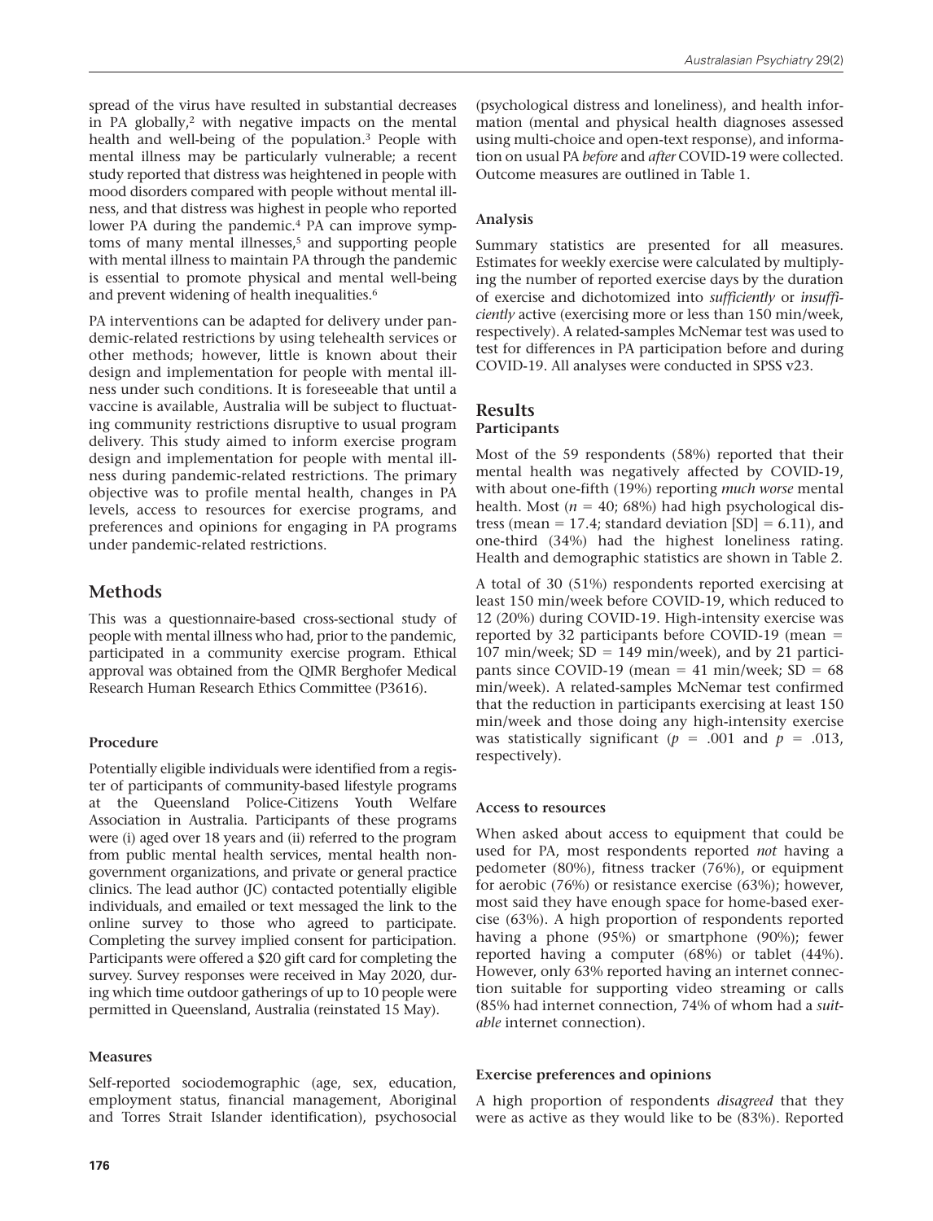spread of the virus have resulted in substantial decreases in PA globally,[2] with negative impacts on the mental health and well-being of the population.[3] People with mental illness may be particularly vulnerable; a recent study reported that distress was heightened in people with mood disorders compared with people without mental illness, and that distress was highest in people who reported lower PA during the pandemic.[4] PA can improve symptoms of many mental illnesses,[5] and supporting people with mental illness to maintain PA through the pandemic is essential to promote physical and mental well-being and prevent widening of health inequalities.[6]

PA interventions can be adapted for delivery under pandemic-related restrictions by using telehealth services or other methods; however, little is known about their design and implementation for people with mental illness under such conditions. It is foreseeable that until a vaccine is available, Australia will be subject to fluctuating community restrictions disruptive to usual program delivery. This study aimed to inform exercise program design and implementation for people with mental illness during pandemic-related restrictions. The primary objective was to profile mental health, changes in PA levels, access to resources for exercise programs, and preferences and opinions for engaging in PA programs under pandemic-related restrictions.

## Methods

This was a questionnaire-based cross-sectional study of people with mental illness who had, prior to the pandemic, participated in a community exercise program. Ethical approval was obtained from the QIMR Berghofer Medical Research Human Research Ethics Committee (P3616).

### Procedure

Potentially eligible individuals were identified from a register of participants of community-based lifestyle programs at the Queensland Police-Citizens Youth Welfare Association in Australia. Participants of these programs were (i) aged over 18 years and (ii) referred to the program from public mental health services, mental health non-government organizations, and private or general practice clinics. The lead author (JC) contacted potentially eligible individuals, and emailed or text messaged the link to the online survey to those who agreed to participate. Completing the survey implied consent for participation. Participants were offered a $20 gift card for completing the survey. Survey responses were received in May 2020, during which time outdoor gatherings of up to 10 people were permitted in Queensland, Australia (reinstated 15 May).

### Measures

Self-reported sociodemographic (age, sex, education, employment status, financial management, Aboriginal and Torres Strait Islander identification), psychosocial (psychological distress and loneliness), and health information (mental and physical health diagnoses assessed using multi-choice and open-text response), and information on usual PA *before* and *after* COVID-19 were collected. Outcome measures are outlined in Table 1.

### Analysis

Summary statistics are presented for all measures. Estimates for weekly exercise were calculated by multiplying the number of reported exercise days by the duration of exercise and dichotomized into *sufficiently* or *insufficiently* active (exercising more or less than 150 min/week, respectively). A related-samples McNemar test was used to test for differences in PA participation before and during COVID-19. All analyses were conducted in SPSS v23.

## Results

### Participants

Most of the 59 respondents (58%) reported that their mental health was negatively affected by COVID-19, with about one-fifth (19%) reporting *much worse* mental health. Most ($n$ = 40; 68%) had high psychological distress (mean = 17.4; standard deviation [SD] = 6.11), and one-third (34%) had the highest loneliness rating. Health and demographic statistics are shown in Table 2.

A total of 30 (51%) respondents reported exercising at least 150 min/week before COVID-19, which reduced to 12 (20%) during COVID-19. High-intensity exercise was reported by 32 participants before COVID-19 (mean = 107 min/week; SD = 149 min/week), and by 21 participants since COVID-19 (mean = 41 min/week; SD = 68 min/week). A related-samples McNemar test confirmed that the reduction in participants exercising at least 150 min/week and those doing any high-intensity exercise was statistically significant ($p$ = .001 and $p$ = .013, respectively).

### Access to resources

When asked about access to equipment that could be used for PA, most respondents reported *not* having a pedometer (80%), fitness tracker (76%), or equipment for aerobic (76%) or resistance exercise (63%); however, most said they have enough space for home-based exercise (63%). A high proportion of respondents reported having a phone (95%) or smartphone (90%); fewer reported having a computer (68%) or tablet (44%). However, only 63% reported having an internet connection suitable for supporting video streaming or calls (85% had internet connection, 74% of whom had a *suitable* internet connection).

### Exercise preferences and opinions

A high proportion of respondents *disagreed* that they were as active as they would like to be (83%). Reported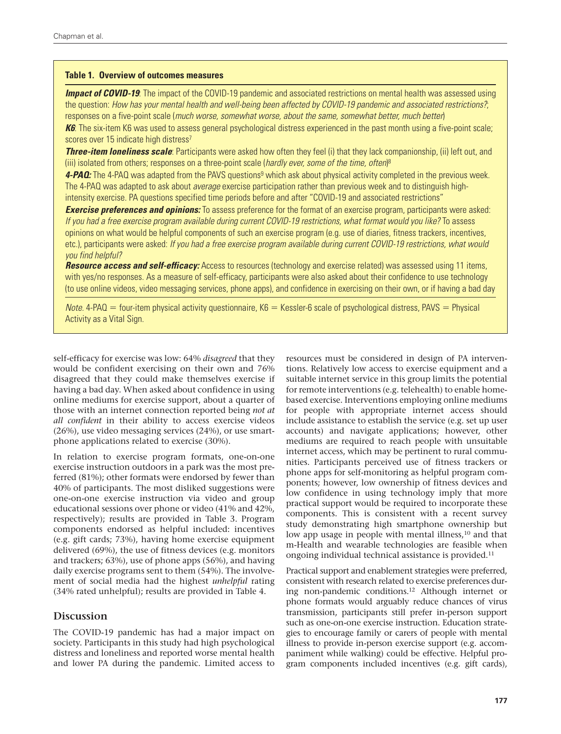**Table 1. Overview of outcomes measures**

***Impact of COVID-19***: The impact of the COVID-19 pandemic and associated restrictions on mental health was assessed using the question: *How has your mental health and well-being been affected by COVID-19 pandemic and associated restrictions?*; responses on a five-point scale (*much worse, somewhat worse, about the same, somewhat better, much better*)

***K6***: The six-item K6 was used to assess general psychological distress experienced in the past month using a five-point scale; scores over 15 indicate high distress[7]

***Three-item loneliness scale***: Participants were asked how often they feel (i) that they lack companionship, (ii) left out, and (iii) isolated from others; responses on a three-point scale (*hardly ever, some of the time, often*)[8]

***4-PAQ:*** The 4-PAQ was adapted from the PAVS questions[9] which ask about physical activity completed in the previous week. The 4-PAQ was adapted to ask about *average* exercise participation rather than previous week and to distinguish high-intensity exercise. PA questions specified time periods before and after "COVID-19 and associated restrictions"

***Exercise preferences and opinions:*** To assess preference for the format of an exercise program, participants were asked: *If you had a free exercise program available during current COVID-19 restrictions, what format would you like?* To assess opinions on what would be helpful components of such an exercise program (e.g. use of diaries, fitness trackers, incentives, etc.), participants were asked: *If you had a free exercise program available during current COVID-19 restrictions, what would you find helpful?*

***Resource access and self-efficacy:*** Access to resources (technology and exercise related) was assessed using 11 items, with yes/no responses. As a measure of self-efficacy, participants were also asked about their confidence to use technology (to use online videos, video messaging services, phone apps), and confidence in exercising on their own, or if having a bad day

*Note.* 4-PAQ = four-item physical activity questionnaire, K6 = Kessler-6 scale of psychological distress, PAVS = Physical Activity as a Vital Sign.

self-efficacy for exercise was low: 64% *disagreed* that they would be confident exercising on their own and 76% disagreed that they could make themselves exercise if having a bad day. When asked about confidence in using online mediums for exercise support, about a quarter of those with an internet connection reported being *not at all confident* in their ability to access exercise videos (26%), use video messaging services (24%), or use smartphone applications related to exercise (30%).

In relation to exercise program formats, one-on-one exercise instruction outdoors in a park was the most preferred (81%); other formats were endorsed by fewer than 40% of participants. The most disliked suggestions were one-on-one exercise instruction via video and group educational sessions over phone or video (41% and 42%, respectively); results are provided in Table 3. Program components endorsed as helpful included: incentives (e.g. gift cards; 73%), having home exercise equipment delivered (69%), the use of fitness devices (e.g. monitors and trackers; 63%), use of phone apps (56%), and having daily exercise programs sent to them (54%). The involvement of social media had the highest *unhelpful* rating (34% rated unhelpful); results are provided in Table 4.

## Discussion

The COVID-19 pandemic has had a major impact on society. Participants in this study had high psychological distress and loneliness and reported worse mental health and lower PA during the pandemic. Limited access to resources must be considered in design of PA interventions. Relatively low access to exercise equipment and a suitable internet service in this group limits the potential for remote interventions (e.g. telehealth) to enable home-based exercise. Interventions employing online mediums for people with appropriate internet access should include assistance to establish the service (e.g. set up user accounts) and navigate applications; however, other mediums are required to reach people with unsuitable internet access, which may be pertinent to rural communities. Participants perceived use of fitness trackers or phone apps for self-monitoring as helpful program components; however, low ownership of fitness devices and low confidence in using technology imply that more practical support would be required to incorporate these components. This is consistent with a recent survey study demonstrating high smartphone ownership but low app usage in people with mental illness,[10] and that m-Health and wearable technologies are feasible when ongoing individual technical assistance is provided.[11]

Practical support and enablement strategies were preferred, consistent with research related to exercise preferences during non-pandemic conditions.[12] Although internet or phone formats would arguably reduce chances of virus transmission, participants still prefer in-person support such as one-on-one exercise instruction. Education strategies to encourage family or carers of people with mental illness to provide in-person exercise support (e.g. accompaniment while walking) could be effective. Helpful program components included incentives (e.g. gift cards),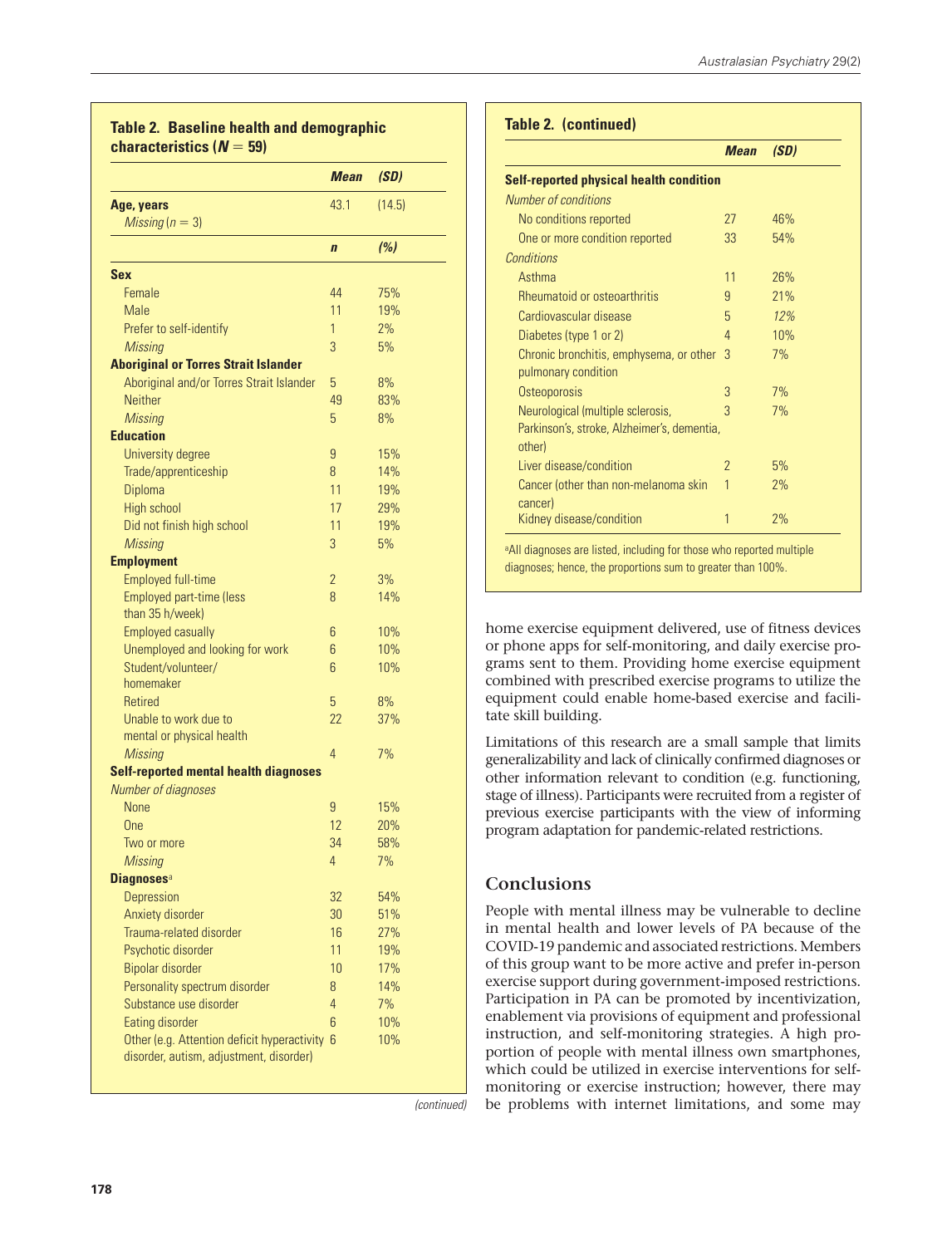**Table 2. Baseline health and demographic characteristics ($N = 59$)**

| | Mean | (SD) |
|---|---|---|
| **Age, years** | 43.1 | (14.5) |
| *Missing* ($n = 3$) | | |
| | ***n*** | ***(%)*** |
| **Sex** | | |
| Female | 44 | 75% |
| Male | 11 | 19% |
| Prefer to self-identify | 1 | 2% |
| *Missing* | 3 | 5% |
| **Aboriginal or Torres Strait Islander** | | |
| Aboriginal and/or Torres Strait Islander | 5 | 8% |
| Neither | 49 | 83% |
| *Missing* | 5 | 8% |
| **Education** | | |
| University degree | 9 | 15% |
| Trade/apprenticeship | 8 | 14% |
| Diploma | 11 | 19% |
| High school | 17 | 29% |
| Did not finish high school | 11 | 19% |
| *Missing* | 3 | 5% |
| **Employment** | | |
| Employed full-time | 2 | 3% |
| Employed part-time (less than 35 h/week) | 8 | 14% |
| Employed casually | 6 | 10% |
| Unemployed and looking for work | 6 | 10% |
| Student/volunteer/homemaker | 6 | 10% |
| Retired | 5 | 8% |
| Unable to work due to mental or physical health | 22 | 37% |
| *Missing* | 4 | 7% |
| **Self-reported mental health diagnoses** | | |
| *Number of diagnoses* | | |
| None | 9 | 15% |
| One | 12 | 20% |
| Two or more | 34 | 58% |
| *Missing* | 4 | 7% |
| **Diagnoses**[a] | | |
| Depression | 32 | 54% |
| Anxiety disorder | 30 | 51% |
| Trauma-related disorder | 16 | 27% |
| Psychotic disorder | 11 | 19% |
| Bipolar disorder | 10 | 17% |
| Personality spectrum disorder | 8 | 14% |
| Substance use disorder | 4 | 7% |
| Eating disorder | 6 | 10% |
| Other (e.g. Attention deficit hyperactivity disorder, autism, adjustment, disorder) | 6 | 10% |

*(continued)*

**Table 2. (continued)**

| | Mean | (SD) |
|---|---|---|
| **Self-reported physical health condition** | | |
| *Number of conditions* | | |
| No conditions reported | 27 | 46% |
| One or more condition reported | 33 | 54% |
| *Conditions* | | |
| Asthma | 11 | 26% |
| Rheumatoid or osteoarthritis | 9 | 21% |
| Cardiovascular disease | 5 | *12%* |
| Diabetes (type 1 or 2) | 4 | 10% |
| Chronic bronchitis, emphysema, or other pulmonary condition | 3 | 7% |
| Osteoporosis | 3 | 7% |
| Neurological (multiple sclerosis, Parkinson's, stroke, Alzheimer's, dementia, other) | 3 | 7% |
| Liver disease/condition | 2 | 5% |
| Cancer (other than non-melanoma skin cancer) | 1 | 2% |
| Kidney disease/condition | 1 | 2% |

[a]All diagnoses are listed, including for those who reported multiple diagnoses; hence, the proportions sum to greater than 100%.

home exercise equipment delivered, use of fitness devices or phone apps for self-monitoring, and daily exercise programs sent to them. Providing home exercise equipment combined with prescribed exercise programs to utilize the equipment could enable home-based exercise and facilitate skill building.

Limitations of this research are a small sample that limits generalizability and lack of clinically confirmed diagnoses or other information relevant to condition (e.g. functioning, stage of illness). Participants were recruited from a register of previous exercise participants with the view of informing program adaptation for pandemic-related restrictions.

## Conclusions

People with mental illness may be vulnerable to decline in mental health and lower levels of PA because of the COVID-19 pandemic and associated restrictions. Members of this group want to be more active and prefer in-person exercise support during government-imposed restrictions. Participation in PA can be promoted by incentivization, enablement via provisions of equipment and professional instruction, and self-monitoring strategies. A high proportion of people with mental illness own smartphones, which could be utilized in exercise interventions for self-monitoring or exercise instruction; however, there may be problems with internet limitations, and some may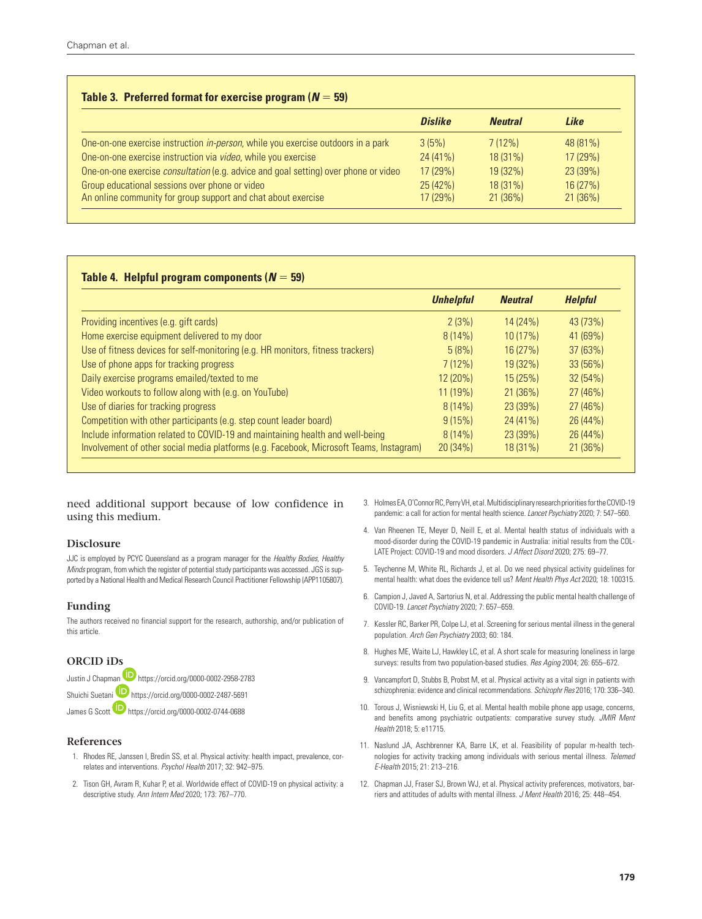**Table 3. Preferred format for exercise program ($N = 59$)**

| | *Dislike* | *Neutral* | *Like* |
|---|---|---|---|
| One-on-one exercise instruction *in-person*, while you exercise outdoors in a park | 3 (5%) | 7 (12%) | 48 (81%) |
| One-on-one exercise instruction via *video*, while you exercise | 24 (41%) | 18 (31%) | 17 (29%) |
| One-on-one exercise *consultation* (e.g. advice and goal setting) over phone or video | 17 (29%) | 19 (32%) | 23 (39%) |
| Group educational sessions over phone or video | 25 (42%) | 18 (31%) | 16 (27%) |
| An online community for group support and chat about exercise | 17 (29%) | 21 (36%) | 21 (36%) |

**Table 4. Helpful program components ($N = 59$)**

| | *Unhelpful* | *Neutral* | *Helpful* |
|---|---|---|---|
| Providing incentives (e.g. gift cards) | 2 (3%) | 14 (24%) | 43 (73%) |
| Home exercise equipment delivered to my door | 8 (14%) | 10 (17%) | 41 (69%) |
| Use of fitness devices for self-monitoring (e.g. HR monitors, fitness trackers) | 5 (8%) | 16 (27%) | 37 (63%) |
| Use of phone apps for tracking progress | 7 (12%) | 19 (32%) | 33 (56%) |
| Daily exercise programs emailed/texted to me | 12 (20%) | 15 (25%) | 32 (54%) |
| Video workouts to follow along with (e.g. on YouTube) | 11 (19%) | 21 (36%) | 27 (46%) |
| Use of diaries for tracking progress | 8 (14%) | 23 (39%) | 27 (46%) |
| Competition with other participants (e.g. step count leader board) | 9 (15%) | 24 (41%) | 26 (44%) |
| Include information related to COVID-19 and maintaining health and well-being | 8 (14%) | 23 (39%) | 26 (44%) |
| Involvement of other social media platforms (e.g. Facebook, Microsoft Teams, Instagram) | 20 (34%) | 18 (31%) | 21 (36%) |

need additional support because of low confidence in using this medium.

## Disclosure

JJC is employed by PCYC Queensland as a program manager for the *Healthy Bodies, Healthy Minds* program, from which the register of potential study participants was accessed. JGS is supported by a National Health and Medical Research Council Practitioner Fellowship (APP1105807).

## Funding

The authors received no financial support for the research, authorship, and/or publication of this article.

## ORCID iDs

Justin J Chapman https://orcid.org/0000-0002-2958-2783

Shuichi Suetani https://orcid.org/0000-0002-2487-5691

James G Scott https://orcid.org/0000-0002-0744-0688

## References

1. Rhodes RE, Janssen I, Bredin SS, et al. Physical activity: health impact, prevalence, correlates and interventions. *Psychol Health* 2017; 32: 942–975.
2. Tison GH, Avram R, Kuhar P, et al. Worldwide effect of COVID-19 on physical activity: a descriptive study. *Ann Intern Med* 2020; 173: 767–770.
3. Holmes EA, O'Connor RC, Perry VH, et al. Multidisciplinary research priorities for the COVID-19 pandemic: a call for action for mental health science. *Lancet Psychiatry* 2020; 7: 547–560.
4. Van Rheenen TE, Meyer D, Neill E, et al. Mental health status of individuals with a mood-disorder during the COVID-19 pandemic in Australia: initial results from the COL-LATE Project: COVID-19 and mood disorders. *J Affect Disord* 2020; 275: 69–77.
5. Teychenne M, White RL, Richards J, et al. Do we need physical activity guidelines for mental health: what does the evidence tell us? *Ment Health Phys Act* 2020; 18: 100315.
6. Campion J, Javed A, Sartorius N, et al. Addressing the public mental health challenge of COVID-19. *Lancet Psychiatry* 2020; 7: 657–659.
7. Kessler RC, Barker PR, Colpe LJ, et al. Screening for serious mental illness in the general population. *Arch Gen Psychiatry* 2003; 60: 184.
8. Hughes ME, Waite LJ, Hawkley LC, et al. A short scale for measuring loneliness in large surveys: results from two population-based studies. *Res Aging* 2004; 26: 655–672.
9. Vancampfort D, Stubbs B, Probst M, et al. Physical activity as a vital sign in patients with schizophrenia: evidence and clinical recommendations. *Schizophr Res* 2016; 170: 336–340.
10. Torous J, Wisniewski H, Liu G, et al. Mental health mobile phone app usage, concerns, and benefits among psychiatric outpatients: comparative survey study. *JMIR Ment Health* 2018; 5: e11715.
11. Naslund JA, Aschbrenner KA, Barre LK, et al. Feasibility of popular m-health technologies for activity tracking among individuals with serious mental illness. *Telemed E-Health* 2015; 21: 213–216.
12. Chapman JJ, Fraser SJ, Brown WJ, et al. Physical activity preferences, motivators, barriers and attitudes of adults with mental illness. *J Ment Health* 2016; 25: 448–454.